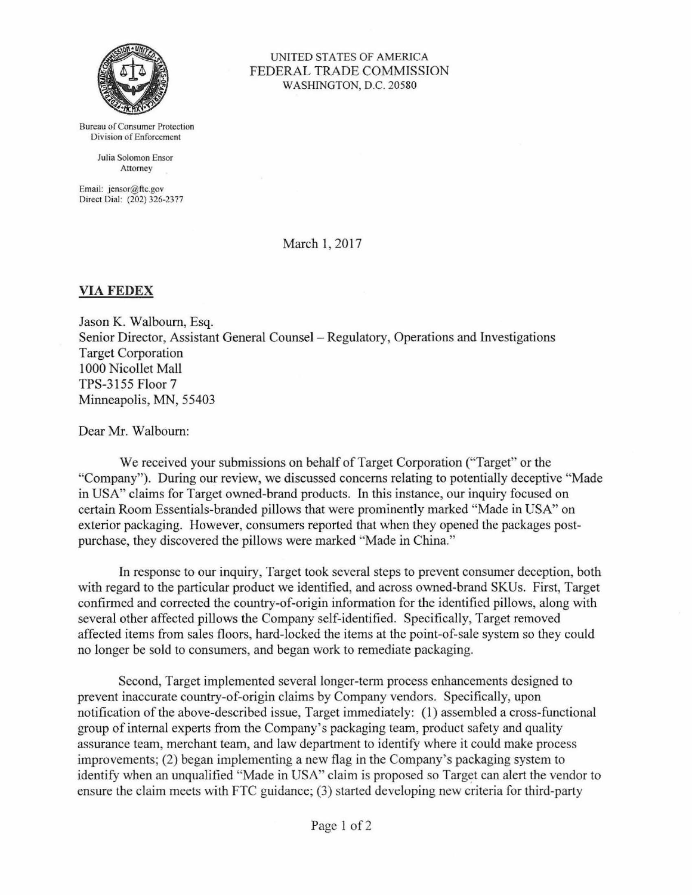UNITED STATES OF AMERICA
FEDERAL TRADE COMMISSION
WASHINGTON, D.C. 20580

Bureau of Consumer Protection
Division of Enforcement

Julia Solomon Ensor
Attorney

Email: jensor@ftc.gov
Direct Dial: (202) 326-2377

March 1, 2017

**VIA FEDEX**

Jason K. Walbourn, Esq.
Senior Director, Assistant General Counsel – Regulatory, Operations and Investigations
Target Corporation
1000 Nicollet Mall
TPS-3155 Floor 7
Minneapolis, MN, 55403

Dear Mr. Walbourn:

We received your submissions on behalf of Target Corporation ("Target" or the "Company"). During our review, we discussed concerns relating to potentially deceptive "Made in USA" claims for Target owned-brand products. In this instance, our inquiry focused on certain Room Essentials-branded pillows that were prominently marked "Made in USA" on exterior packaging. However, consumers reported that when they opened the packages post-purchase, they discovered the pillows were marked "Made in China."

In response to our inquiry, Target took several steps to prevent consumer deception, both with regard to the particular product we identified, and across owned-brand SKUs. First, Target confirmed and corrected the country-of-origin information for the identified pillows, along with several other affected pillows the Company self-identified. Specifically, Target removed affected items from sales floors, hard-locked the items at the point-of-sale system so they could no longer be sold to consumers, and began work to remediate packaging.

Second, Target implemented several longer-term process enhancements designed to prevent inaccurate country-of-origin claims by Company vendors. Specifically, upon notification of the above-described issue, Target immediately: (1) assembled a cross-functional group of internal experts from the Company's packaging team, product safety and quality assurance team, merchant team, and law department to identify where it could make process improvements; (2) began implementing a new flag in the Company's packaging system to identify when an unqualified "Made in USA" claim is proposed so Target can alert the vendor to ensure the claim meets with FTC guidance; (3) started developing new criteria for third-party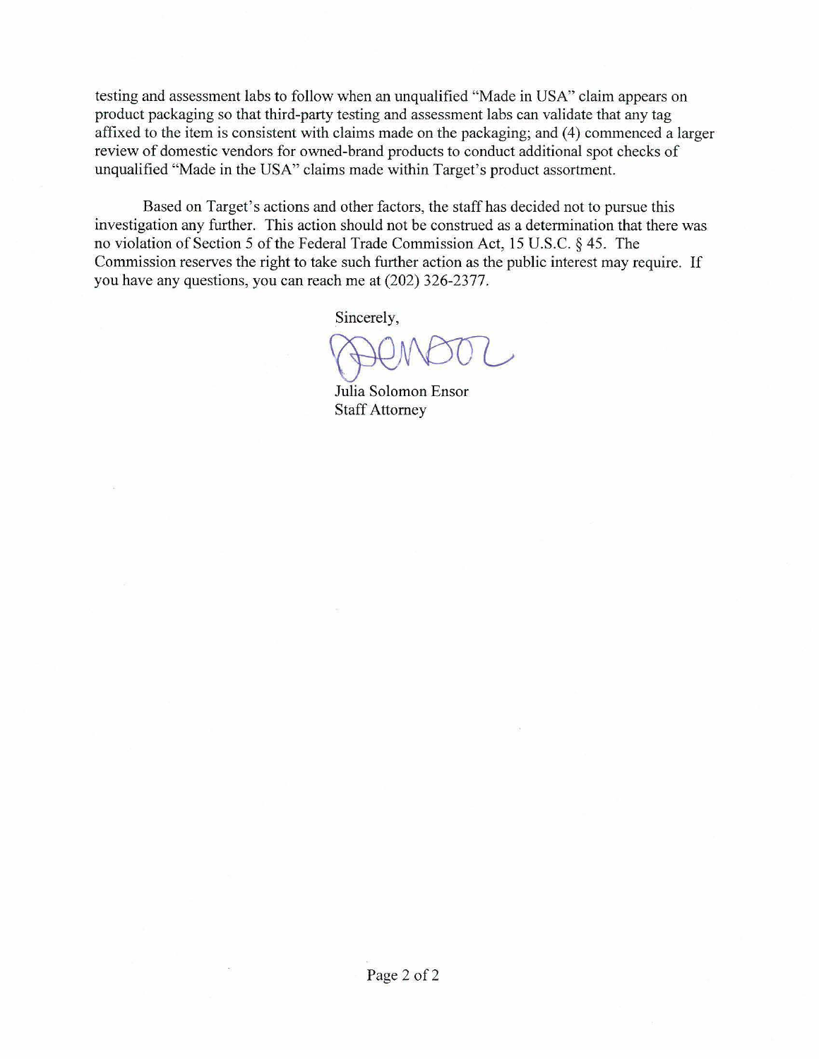testing and assessment labs to follow when an unqualified "Made in USA" claim appears on product packaging so that third-party testing and assessment labs can validate that any tag affixed to the item is consistent with claims made on the packaging; and (4) commenced a larger review of domestic vendors for owned-brand products to conduct additional spot checks of unqualified "Made in the USA" claims made within Target's product assortment.

Based on Target's actions and other factors, the staff has decided not to pursue this investigation any further. This action should not be construed as a determination that there was no violation of Section 5 of the Federal Trade Commission Act, 15 U.S.C. § 45. The Commission reserves the right to take such further action as the public interest may require. If you have any questions, you can reach me at (202) 326-2377.

Sincerely,

Julia Solomon Ensor
Staff Attorney